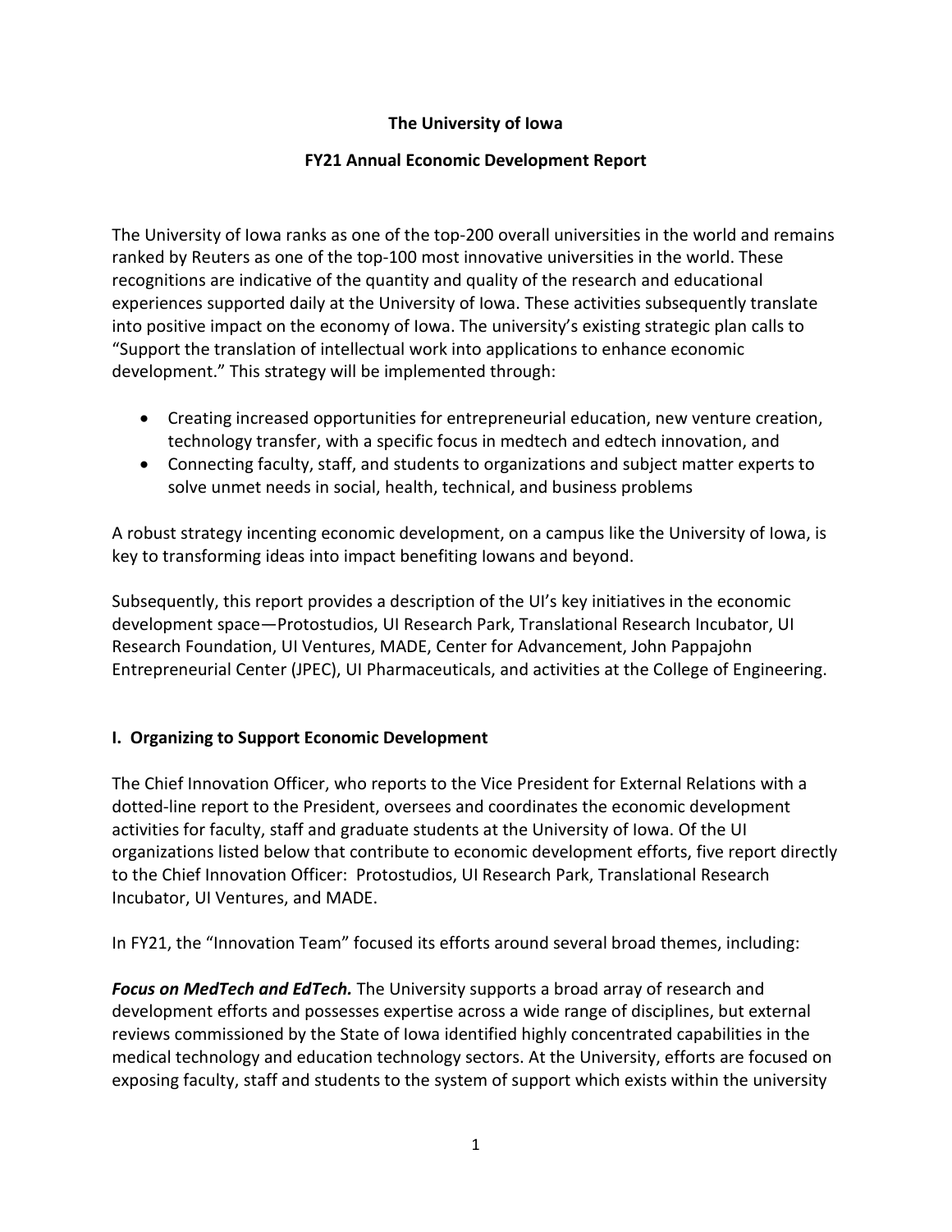# The University of Iowa

## FY21 Annual Economic Development Report

The University of Iowa ranks as one of the top-200 overall universities in the world and remains ranked by Reuters as one of the top-100 most innovative universities in the world. These recognitions are indicative of the quantity and quality of the research and educational experiences supported daily at the University of Iowa. These activities subsequently translate into positive impact on the economy of Iowa. The university's existing strategic plan calls to "Support the translation of intellectual work into applications to enhance economic development." This strategy will be implemented through:

- Creating increased opportunities for entrepreneurial education, new venture creation, technology transfer, with a specific focus in medtech and edtech innovation, and
- Connecting faculty, staff, and students to organizations and subject matter experts to solve unmet needs in social, health, technical, and business problems

A robust strategy incenting economic development, on a campus like the University of Iowa, is key to transforming ideas into impact benefiting Iowans and beyond.

Subsequently, this report provides a description of the UI's key initiatives in the economic development space—Protostudios, UI Research Park, Translational Research Incubator, UI Research Foundation, UI Ventures, MADE, Center for Advancement, John Pappajohn Entrepreneurial Center (JPEC), UI Pharmaceuticals, and activities at the College of Engineering.

### I. Organizing to Support Economic Development

The Chief Innovation Officer, who reports to the Vice President for External Relations with a dotted-line report to the President, oversees and coordinates the economic development activities for faculty, staff and graduate students at the University of Iowa. Of the UI organizations listed below that contribute to economic development efforts, five report directly to the Chief Innovation Officer: Protostudios, UI Research Park, Translational Research Incubator, UI Ventures, and MADE.

In FY21, the "Innovation Team" focused its efforts around several broad themes, including:

***Focus on MedTech and EdTech.*** The University supports a broad array of research and development efforts and possesses expertise across a wide range of disciplines, but external reviews commissioned by the State of Iowa identified highly concentrated capabilities in the medical technology and education technology sectors. At the University, efforts are focused on exposing faculty, staff and students to the system of support which exists within the university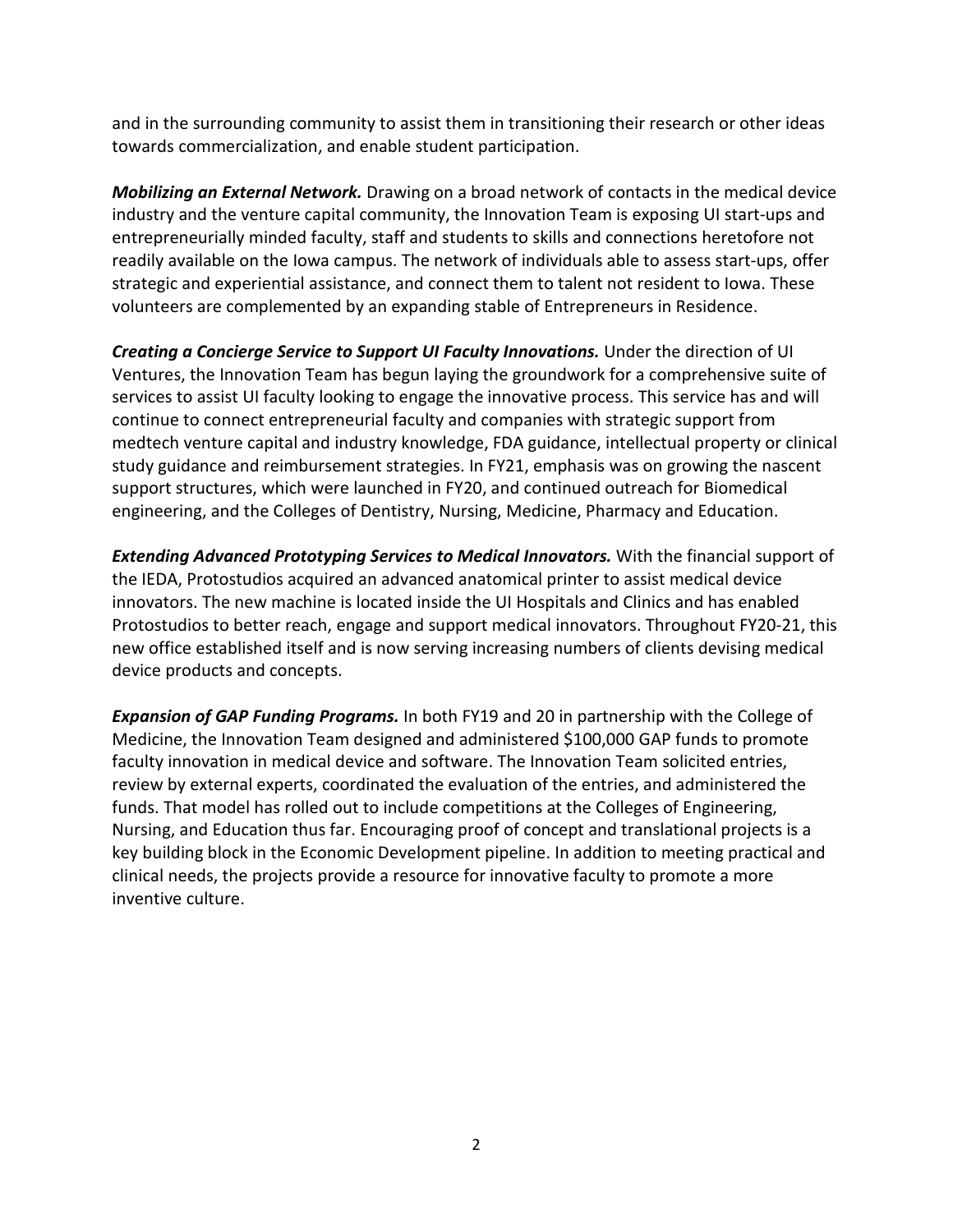and in the surrounding community to assist them in transitioning their research or other ideas towards commercialization, and enable student participation.

***Mobilizing an External Network.*** Drawing on a broad network of contacts in the medical device industry and the venture capital community, the Innovation Team is exposing UI start-ups and entrepreneurially minded faculty, staff and students to skills and connections heretofore not readily available on the Iowa campus. The network of individuals able to assess start-ups, offer strategic and experiential assistance, and connect them to talent not resident to Iowa. These volunteers are complemented by an expanding stable of Entrepreneurs in Residence.

***Creating a Concierge Service to Support UI Faculty Innovations.*** Under the direction of UI Ventures, the Innovation Team has begun laying the groundwork for a comprehensive suite of services to assist UI faculty looking to engage the innovative process. This service has and will continue to connect entrepreneurial faculty and companies with strategic support from medtech venture capital and industry knowledge, FDA guidance, intellectual property or clinical study guidance and reimbursement strategies. In FY21, emphasis was on growing the nascent support structures, which were launched in FY20, and continued outreach for Biomedical engineering, and the Colleges of Dentistry, Nursing, Medicine, Pharmacy and Education.

***Extending Advanced Prototyping Services to Medical Innovators.*** With the financial support of the IEDA, Protostudios acquired an advanced anatomical printer to assist medical device innovators. The new machine is located inside the UI Hospitals and Clinics and has enabled Protostudios to better reach, engage and support medical innovators. Throughout FY20-21, this new office established itself and is now serving increasing numbers of clients devising medical device products and concepts.

***Expansion of GAP Funding Programs.*** In both FY19 and 20 in partnership with the College of Medicine, the Innovation Team designed and administered $100,000 GAP funds to promote faculty innovation in medical device and software. The Innovation Team solicited entries, review by external experts, coordinated the evaluation of the entries, and administered the funds. That model has rolled out to include competitions at the Colleges of Engineering, Nursing, and Education thus far. Encouraging proof of concept and translational projects is a key building block in the Economic Development pipeline. In addition to meeting practical and clinical needs, the projects provide a resource for innovative faculty to promote a more inventive culture.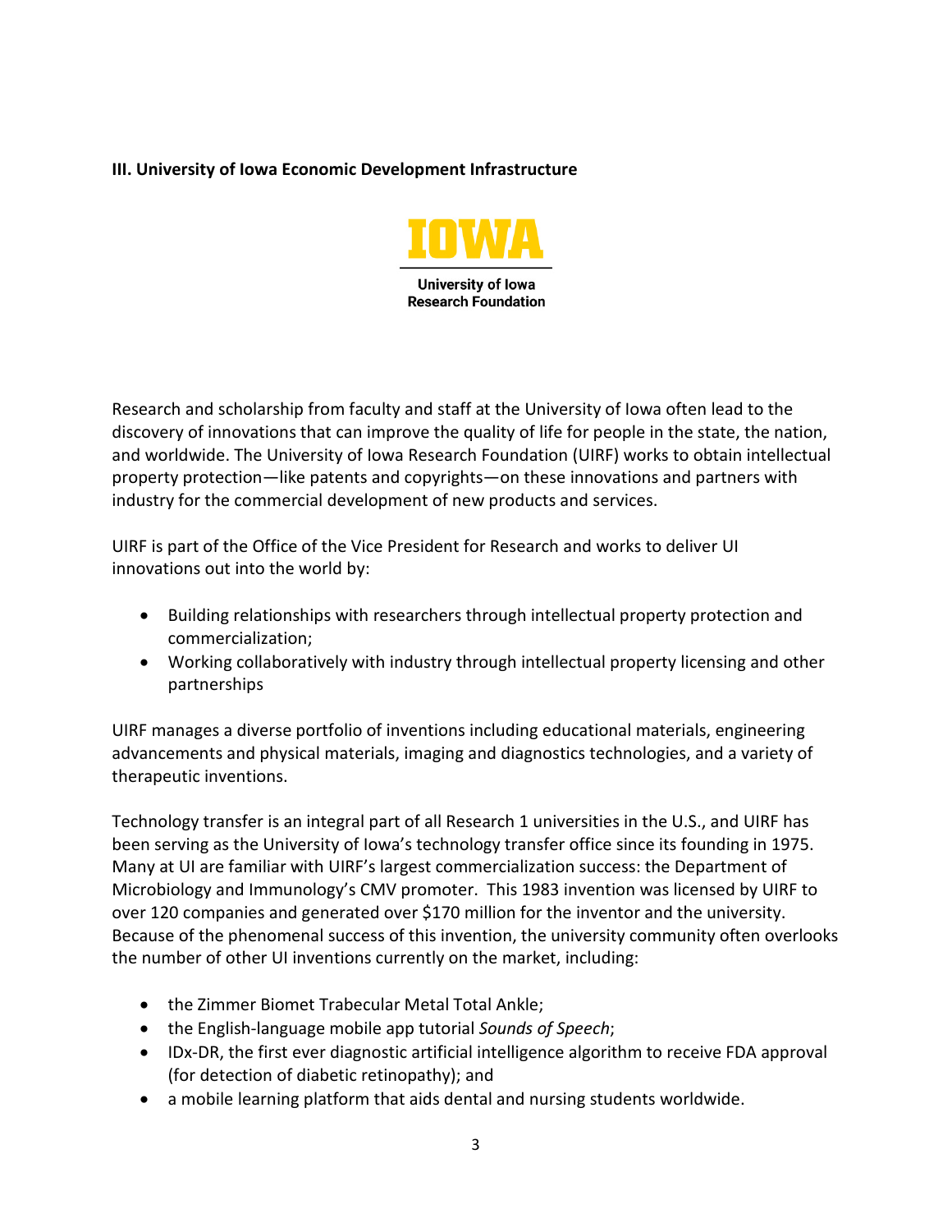**III. University of Iowa Economic Development Infrastructure**

IOWA

University of Iowa
Research Foundation

Research and scholarship from faculty and staff at the University of Iowa often lead to the discovery of innovations that can improve the quality of life for people in the state, the nation, and worldwide. The University of Iowa Research Foundation (UIRF) works to obtain intellectual property protection—like patents and copyrights—on these innovations and partners with industry for the commercial development of new products and services.

UIRF is part of the Office of the Vice President for Research and works to deliver UI innovations out into the world by:

- Building relationships with researchers through intellectual property protection and commercialization;
- Working collaboratively with industry through intellectual property licensing and other partnerships

UIRF manages a diverse portfolio of inventions including educational materials, engineering advancements and physical materials, imaging and diagnostics technologies, and a variety of therapeutic inventions.

Technology transfer is an integral part of all Research 1 universities in the U.S., and UIRF has been serving as the University of Iowa's technology transfer office since its founding in 1975. Many at UI are familiar with UIRF's largest commercialization success: the Department of Microbiology and Immunology's CMV promoter. This 1983 invention was licensed by UIRF to over 120 companies and generated over $170 million for the inventor and the university. Because of the phenomenal success of this invention, the university community often overlooks the number of other UI inventions currently on the market, including:

- the Zimmer Biomet Trabecular Metal Total Ankle;
- the English-language mobile app tutorial *Sounds of Speech*;
- IDx-DR, the first ever diagnostic artificial intelligence algorithm to receive FDA approval (for detection of diabetic retinopathy); and
- a mobile learning platform that aids dental and nursing students worldwide.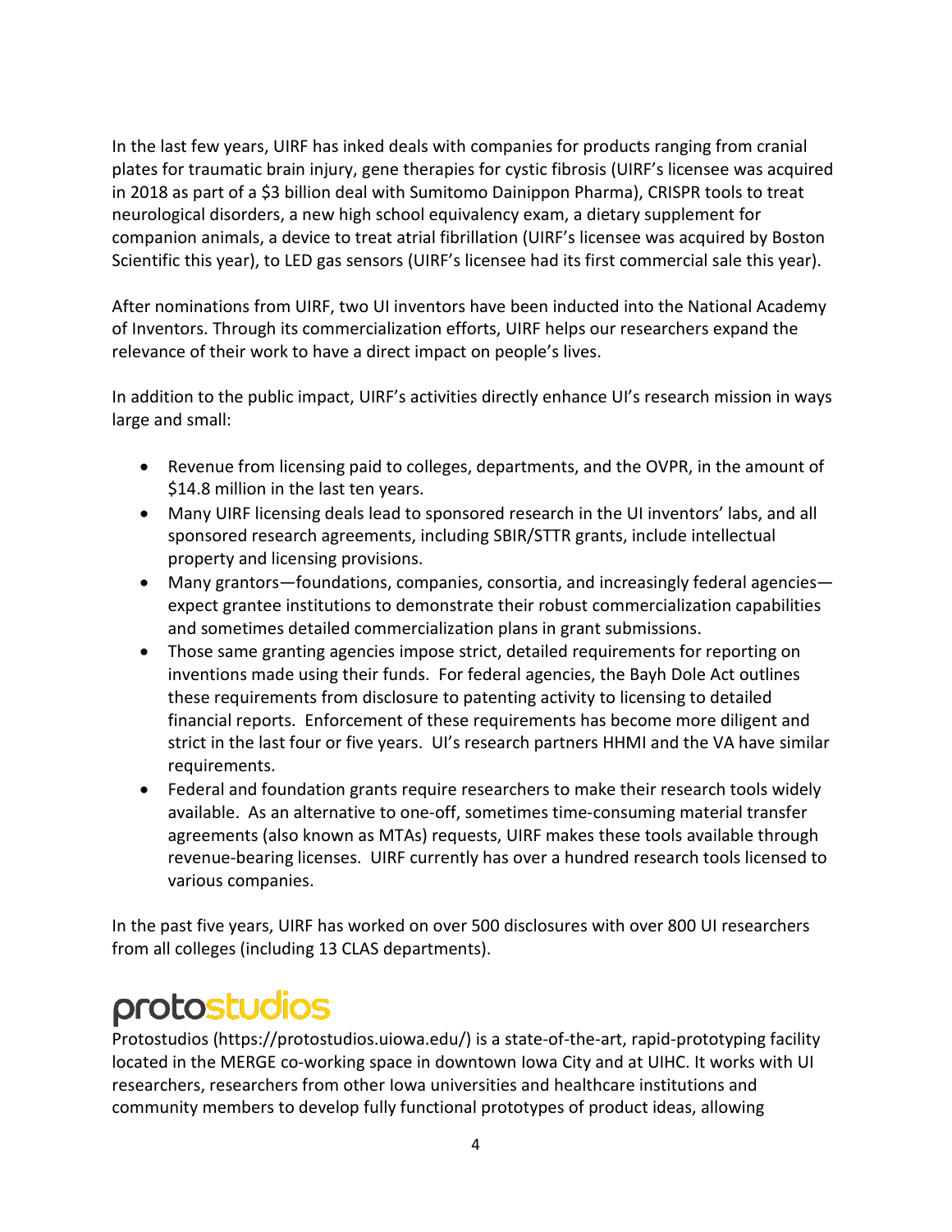In the last few years, UIRF has inked deals with companies for products ranging from cranial plates for traumatic brain injury, gene therapies for cystic fibrosis (UIRF's licensee was acquired in 2018 as part of a $3 billion deal with Sumitomo Dainippon Pharma), CRISPR tools to treat neurological disorders, a new high school equivalency exam, a dietary supplement for companion animals, a device to treat atrial fibrillation (UIRF's licensee was acquired by Boston Scientific this year), to LED gas sensors (UIRF's licensee had its first commercial sale this year).

After nominations from UIRF, two UI inventors have been inducted into the National Academy of Inventors. Through its commercialization efforts, UIRF helps our researchers expand the relevance of their work to have a direct impact on people's lives.

In addition to the public impact, UIRF's activities directly enhance UI's research mission in ways large and small:

- Revenue from licensing paid to colleges, departments, and the OVPR, in the amount of $14.8 million in the last ten years.
- Many UIRF licensing deals lead to sponsored research in the UI inventors' labs, and all sponsored research agreements, including SBIR/STTR grants, include intellectual property and licensing provisions.
- Many grantors—foundations, companies, consortia, and increasingly federal agencies—expect grantee institutions to demonstrate their robust commercialization capabilities and sometimes detailed commercialization plans in grant submissions.
- Those same granting agencies impose strict, detailed requirements for reporting on inventions made using their funds. For federal agencies, the Bayh Dole Act outlines these requirements from disclosure to patenting activity to licensing to detailed financial reports. Enforcement of these requirements has become more diligent and strict in the last four or five years. UI's research partners HHMI and the VA have similar requirements.
- Federal and foundation grants require researchers to make their research tools widely available. As an alternative to one-off, sometimes time-consuming material transfer agreements (also known as MTAs) requests, UIRF makes these tools available through revenue-bearing licenses. UIRF currently has over a hundred research tools licensed to various companies.

In the past five years, UIRF has worked on over 500 disclosures with over 800 UI researchers from all colleges (including 13 CLAS departments).

## protostudios

Protostudios (https://protostudios.uiowa.edu/) is a state-of-the-art, rapid-prototyping facility located in the MERGE co-working space in downtown Iowa City and at UIHC. It works with UI researchers, researchers from other Iowa universities and healthcare institutions and community members to develop fully functional prototypes of product ideas, allowing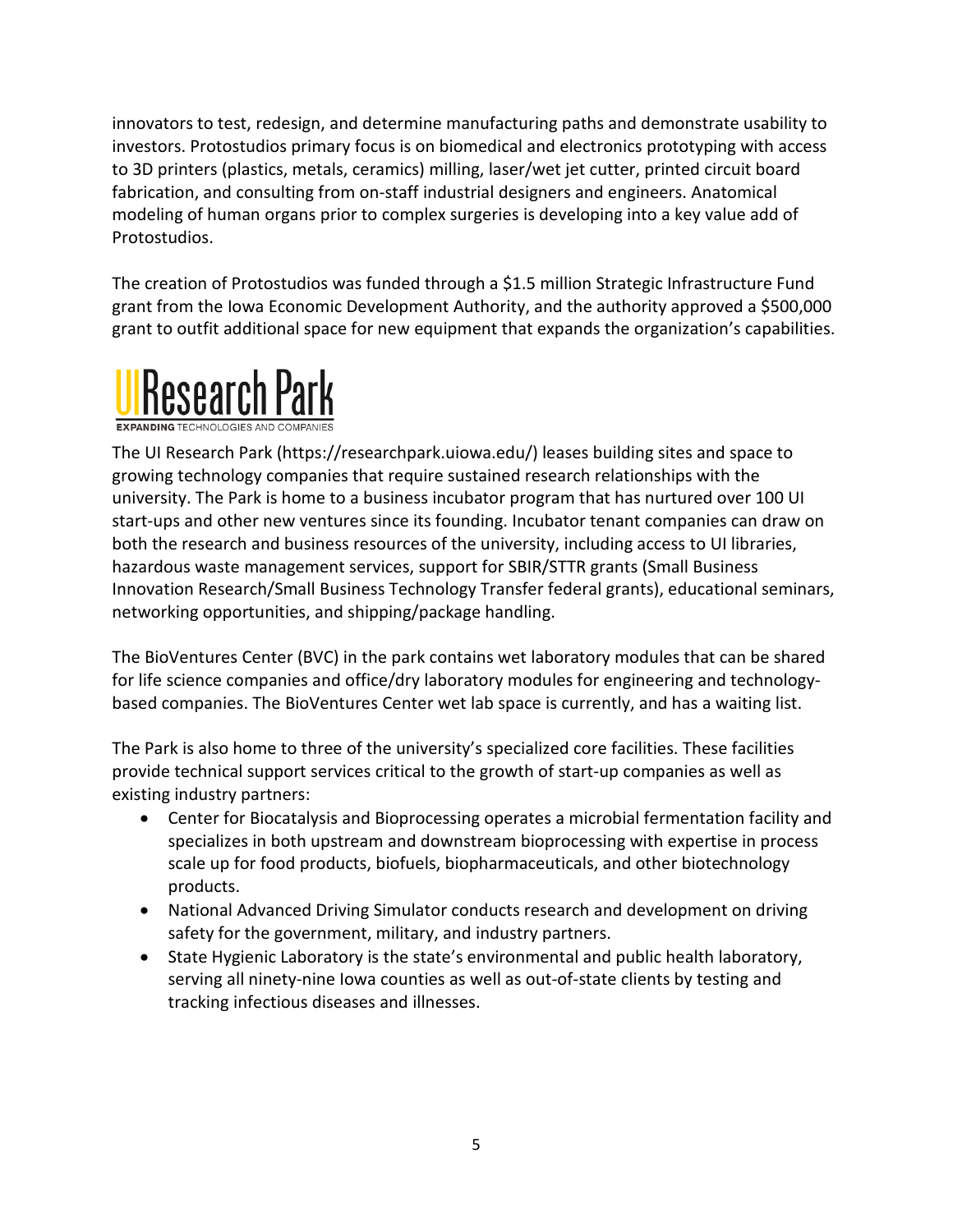innovators to test, redesign, and determine manufacturing paths and demonstrate usability to investors. Protostudios primary focus is on biomedical and electronics prototyping with access to 3D printers (plastics, metals, ceramics) milling, laser/wet jet cutter, printed circuit board fabrication, and consulting from on-staff industrial designers and engineers. Anatomical modeling of human organs prior to complex surgeries is developing into a key value add of Protostudios.

The creation of Protostudios was funded through a $1.5 million Strategic Infrastructure Fund grant from the Iowa Economic Development Authority, and the authority approved a $500,000 grant to outfit additional space for new equipment that expands the organization's capabilities.

## UI Research Park

EXPANDING TECHNOLOGIES AND COMPANIES

The UI Research Park (https://researchpark.uiowa.edu/) leases building sites and space to growing technology companies that require sustained research relationships with the university. The Park is home to a business incubator program that has nurtured over 100 UI start-ups and other new ventures since its founding. Incubator tenant companies can draw on both the research and business resources of the university, including access to UI libraries, hazardous waste management services, support for SBIR/STTR grants (Small Business Innovation Research/Small Business Technology Transfer federal grants), educational seminars, networking opportunities, and shipping/package handling.

The BioVentures Center (BVC) in the park contains wet laboratory modules that can be shared for life science companies and office/dry laboratory modules for engineering and technology-based companies. The BioVentures Center wet lab space is currently, and has a waiting list.

The Park is also home to three of the university's specialized core facilities. These facilities provide technical support services critical to the growth of start-up companies as well as existing industry partners:

- Center for Biocatalysis and Bioprocessing operates a microbial fermentation facility and specializes in both upstream and downstream bioprocessing with expertise in process scale up for food products, biofuels, biopharmaceuticals, and other biotechnology products.
- National Advanced Driving Simulator conducts research and development on driving safety for the government, military, and industry partners.
- State Hygienic Laboratory is the state's environmental and public health laboratory, serving all ninety-nine Iowa counties as well as out-of-state clients by testing and tracking infectious diseases and illnesses.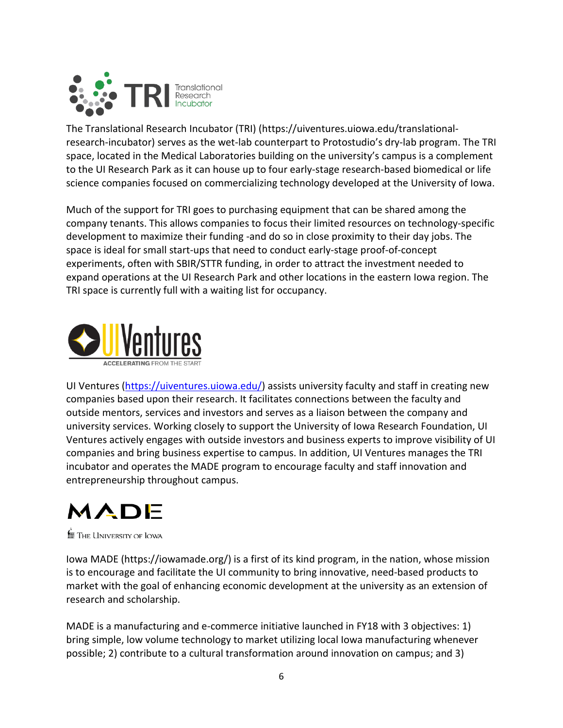The Translational Research Incubator (TRI) (https://uiventures.uiowa.edu/translational-research-incubator) serves as the wet-lab counterpart to Protostudio's dry-lab program. The TRI space, located in the Medical Laboratories building on the university's campus is a complement to the UI Research Park as it can house up to four early-stage research-based biomedical or life science companies focused on commercializing technology developed at the University of Iowa.

Much of the support for TRI goes to purchasing equipment that can be shared among the company tenants. This allows companies to focus their limited resources on technology-specific development to maximize their funding -and do so in close proximity to their day jobs. The space is ideal for small start-ups that need to conduct early-stage proof-of-concept experiments, often with SBIR/STTR funding, in order to attract the investment needed to expand operations at the UI Research Park and other locations in the eastern Iowa region. The TRI space is currently full with a waiting list for occupancy.

UI Ventures (https://uiventures.uiowa.edu/) assists university faculty and staff in creating new companies based upon their research. It facilitates connections between the faculty and outside mentors, services and investors and serves as a liaison between the company and university services. Working closely to support the University of Iowa Research Foundation, UI Ventures actively engages with outside investors and business experts to improve visibility of UI companies and bring business expertise to campus. In addition, UI Ventures manages the TRI incubator and operates the MADE program to encourage faculty and staff innovation and entrepreneurship throughout campus.

Iowa MADE (https://iowamade.org/) is a first of its kind program, in the nation, whose mission is to encourage and facilitate the UI community to bring innovative, need-based products to market with the goal of enhancing economic development at the university as an extension of research and scholarship.

MADE is a manufacturing and e-commerce initiative launched in FY18 with 3 objectives: 1) bring simple, low volume technology to market utilizing local Iowa manufacturing whenever possible; 2) contribute to a cultural transformation around innovation on campus; and 3)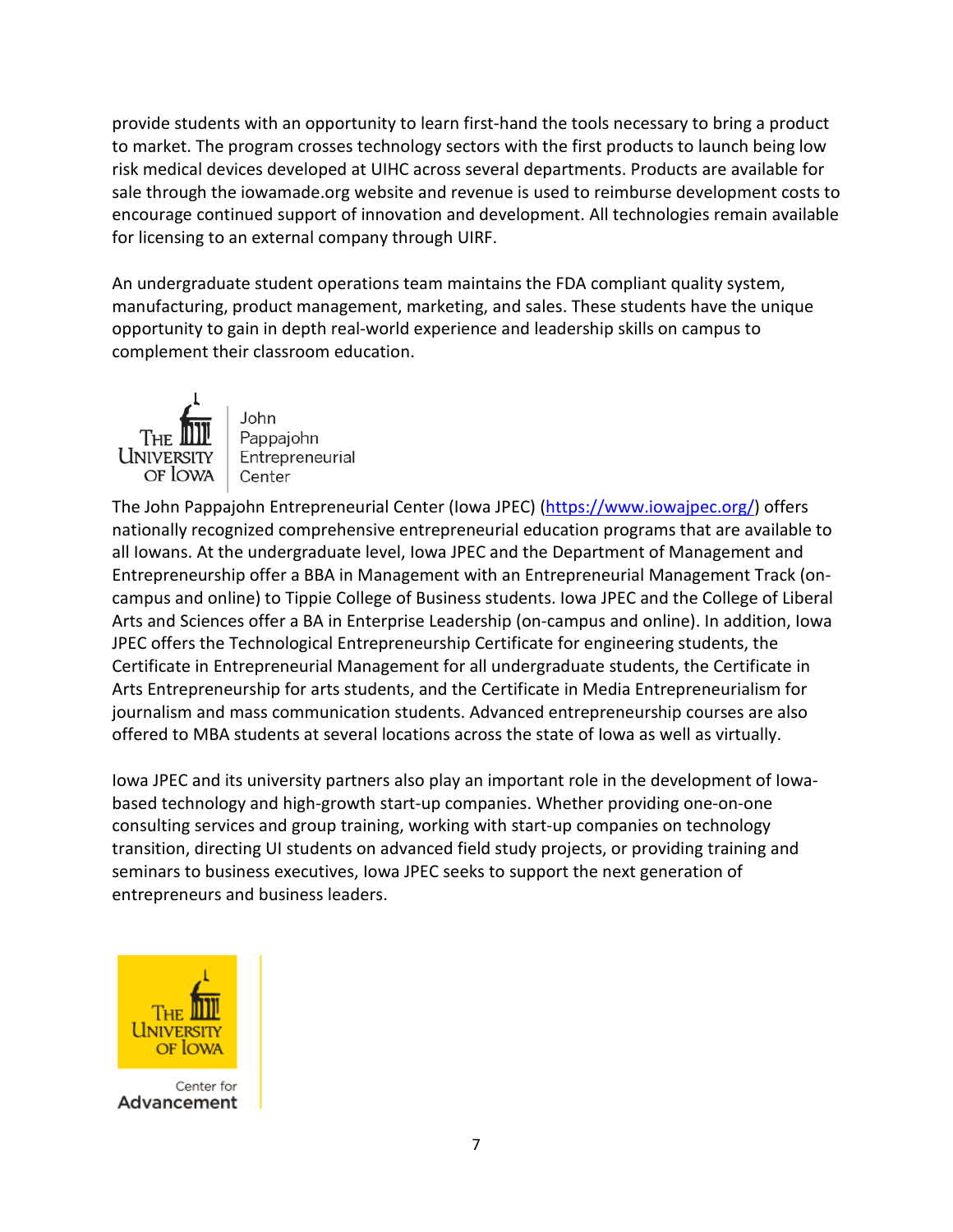provide students with an opportunity to learn first-hand the tools necessary to bring a product to market. The program crosses technology sectors with the first products to launch being low risk medical devices developed at UIHC across several departments. Products are available for sale through the iowamade.org website and revenue is used to reimburse development costs to encourage continued support of innovation and development. All technologies remain available for licensing to an external company through UIRF.

An undergraduate student operations team maintains the FDA compliant quality system, manufacturing, product management, marketing, and sales. These students have the unique opportunity to gain in depth real-world experience and leadership skills on campus to complement their classroom education.

The University of Iowa | John Pappajohn Entrepreneurial Center

The John Pappajohn Entrepreneurial Center (Iowa JPEC) (https://www.iowajpec.org/) offers nationally recognized comprehensive entrepreneurial education programs that are available to all Iowans. At the undergraduate level, Iowa JPEC and the Department of Management and Entrepreneurship offer a BBA in Management with an Entrepreneurial Management Track (on-campus and online) to Tippie College of Business students. Iowa JPEC and the College of Liberal Arts and Sciences offer a BA in Enterprise Leadership (on-campus and online). In addition, Iowa JPEC offers the Technological Entrepreneurship Certificate for engineering students, the Certificate in Entrepreneurial Management for all undergraduate students, the Certificate in Arts Entrepreneurship for arts students, and the Certificate in Media Entrepreneurialism for journalism and mass communication students. Advanced entrepreneurship courses are also offered to MBA students at several locations across the state of Iowa as well as virtually.

Iowa JPEC and its university partners also play an important role in the development of Iowa-based technology and high-growth start-up companies. Whether providing one-on-one consulting services and group training, working with start-up companies on technology transition, directing UI students on advanced field study projects, or providing training and seminars to business executives, Iowa JPEC seeks to support the next generation of entrepreneurs and business leaders.

The University of Iowa | Center for Advancement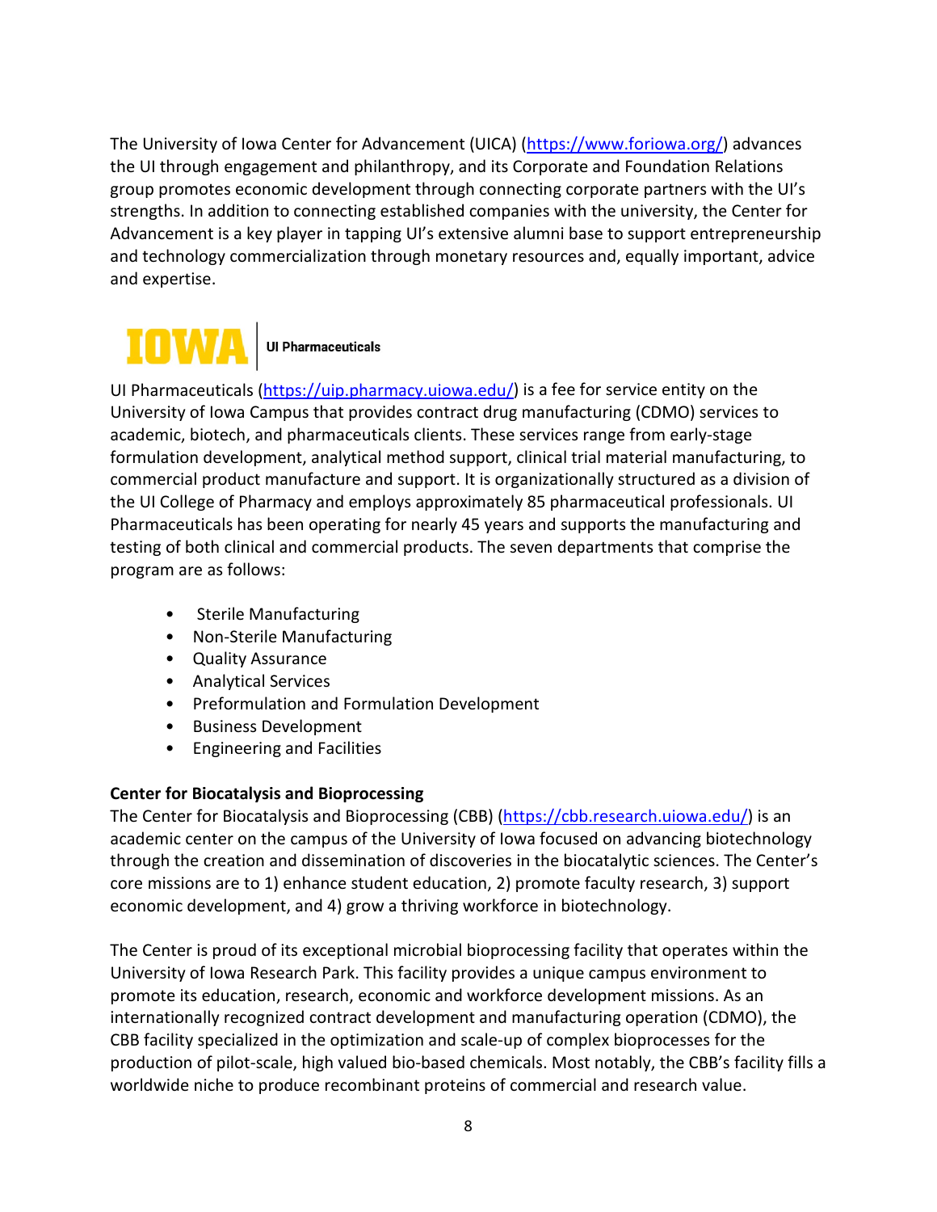The University of Iowa Center for Advancement (UICA) (https://www.foriowa.org/) advances the UI through engagement and philanthropy, and its Corporate and Foundation Relations group promotes economic development through connecting corporate partners with the UI's strengths. In addition to connecting established companies with the university, the Center for Advancement is a key player in tapping UI's extensive alumni base to support entrepreneurship and technology commercialization through monetary resources and, equally important, advice and expertise.

**IOWA | UI Pharmaceuticals**

UI Pharmaceuticals (https://uip.pharmacy.uiowa.edu/) is a fee for service entity on the University of Iowa Campus that provides contract drug manufacturing (CDMO) services to academic, biotech, and pharmaceuticals clients. These services range from early-stage formulation development, analytical method support, clinical trial material manufacturing, to commercial product manufacture and support. It is organizationally structured as a division of the UI College of Pharmacy and employs approximately 85 pharmaceutical professionals. UI Pharmaceuticals has been operating for nearly 45 years and supports the manufacturing and testing of both clinical and commercial products. The seven departments that comprise the program are as follows:

- Sterile Manufacturing
- Non-Sterile Manufacturing
- Quality Assurance
- Analytical Services
- Preformulation and Formulation Development
- Business Development
- Engineering and Facilities

**Center for Biocatalysis and Bioprocessing**

The Center for Biocatalysis and Bioprocessing (CBB) (https://cbb.research.uiowa.edu/) is an academic center on the campus of the University of Iowa focused on advancing biotechnology through the creation and dissemination of discoveries in the biocatalytic sciences. The Center's core missions are to 1) enhance student education, 2) promote faculty research, 3) support economic development, and 4) grow a thriving workforce in biotechnology.

The Center is proud of its exceptional microbial bioprocessing facility that operates within the University of Iowa Research Park. This facility provides a unique campus environment to promote its education, research, economic and workforce development missions. As an internationally recognized contract development and manufacturing operation (CDMO), the CBB facility specialized in the optimization and scale-up of complex bioprocesses for the production of pilot-scale, high valued bio-based chemicals. Most notably, the CBB's facility fills a worldwide niche to produce recombinant proteins of commercial and research value.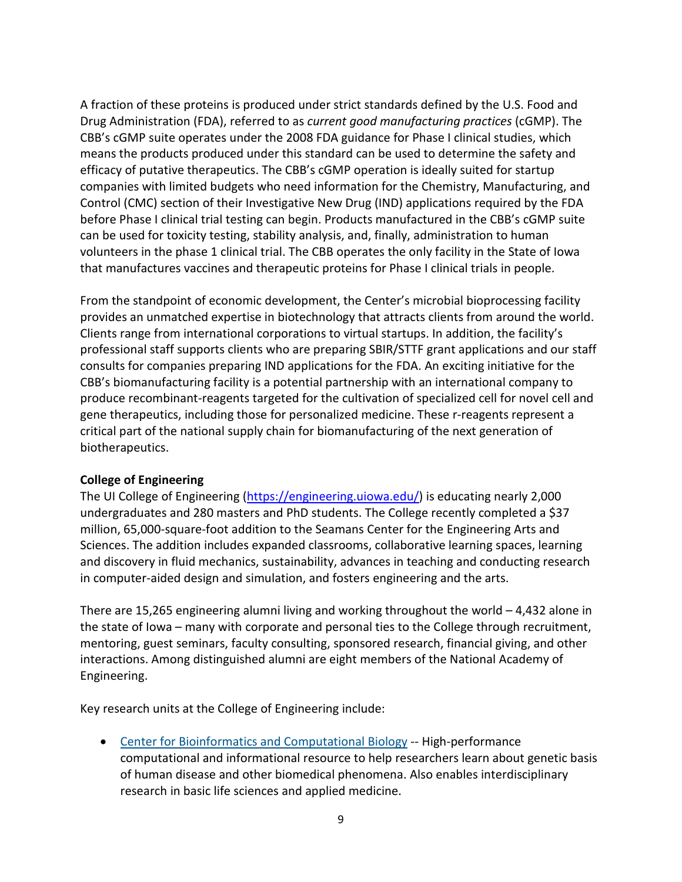A fraction of these proteins is produced under strict standards defined by the U.S. Food and Drug Administration (FDA), referred to as *current good manufacturing practices* (cGMP). The CBB's cGMP suite operates under the 2008 FDA guidance for Phase I clinical studies, which means the products produced under this standard can be used to determine the safety and efficacy of putative therapeutics. The CBB's cGMP operation is ideally suited for startup companies with limited budgets who need information for the Chemistry, Manufacturing, and Control (CMC) section of their Investigative New Drug (IND) applications required by the FDA before Phase I clinical trial testing can begin. Products manufactured in the CBB's cGMP suite can be used for toxicity testing, stability analysis, and, finally, administration to human volunteers in the phase 1 clinical trial. The CBB operates the only facility in the State of Iowa that manufactures vaccines and therapeutic proteins for Phase I clinical trials in people.

From the standpoint of economic development, the Center's microbial bioprocessing facility provides an unmatched expertise in biotechnology that attracts clients from around the world. Clients range from international corporations to virtual startups. In addition, the facility's professional staff supports clients who are preparing SBIR/STTF grant applications and our staff consults for companies preparing IND applications for the FDA. An exciting initiative for the CBB's biomanufacturing facility is a potential partnership with an international company to produce recombinant-reagents targeted for the cultivation of specialized cell for novel cell and gene therapeutics, including those for personalized medicine. These r-reagents represent a critical part of the national supply chain for biomanufacturing of the next generation of biotherapeutics.

**College of Engineering**

The UI College of Engineering ([https://engineering.uiowa.edu/](https://engineering.uiowa.edu/)) is educating nearly 2,000 undergraduates and 280 masters and PhD students. The College recently completed a $37 million, 65,000-square-foot addition to the Seamans Center for the Engineering Arts and Sciences. The addition includes expanded classrooms, collaborative learning spaces, learning and discovery in fluid mechanics, sustainability, advances in teaching and conducting research in computer-aided design and simulation, and fosters engineering and the arts.

There are 15,265 engineering alumni living and working throughout the world – 4,432 alone in the state of Iowa – many with corporate and personal ties to the College through recruitment, mentoring, guest seminars, faculty consulting, sponsored research, financial giving, and other interactions. Among distinguished alumni are eight members of the National Academy of Engineering.

Key research units at the College of Engineering include:

- Center for Bioinformatics and Computational Biology -- High-performance computational and informational resource to help researchers learn about genetic basis of human disease and other biomedical phenomena. Also enables interdisciplinary research in basic life sciences and applied medicine.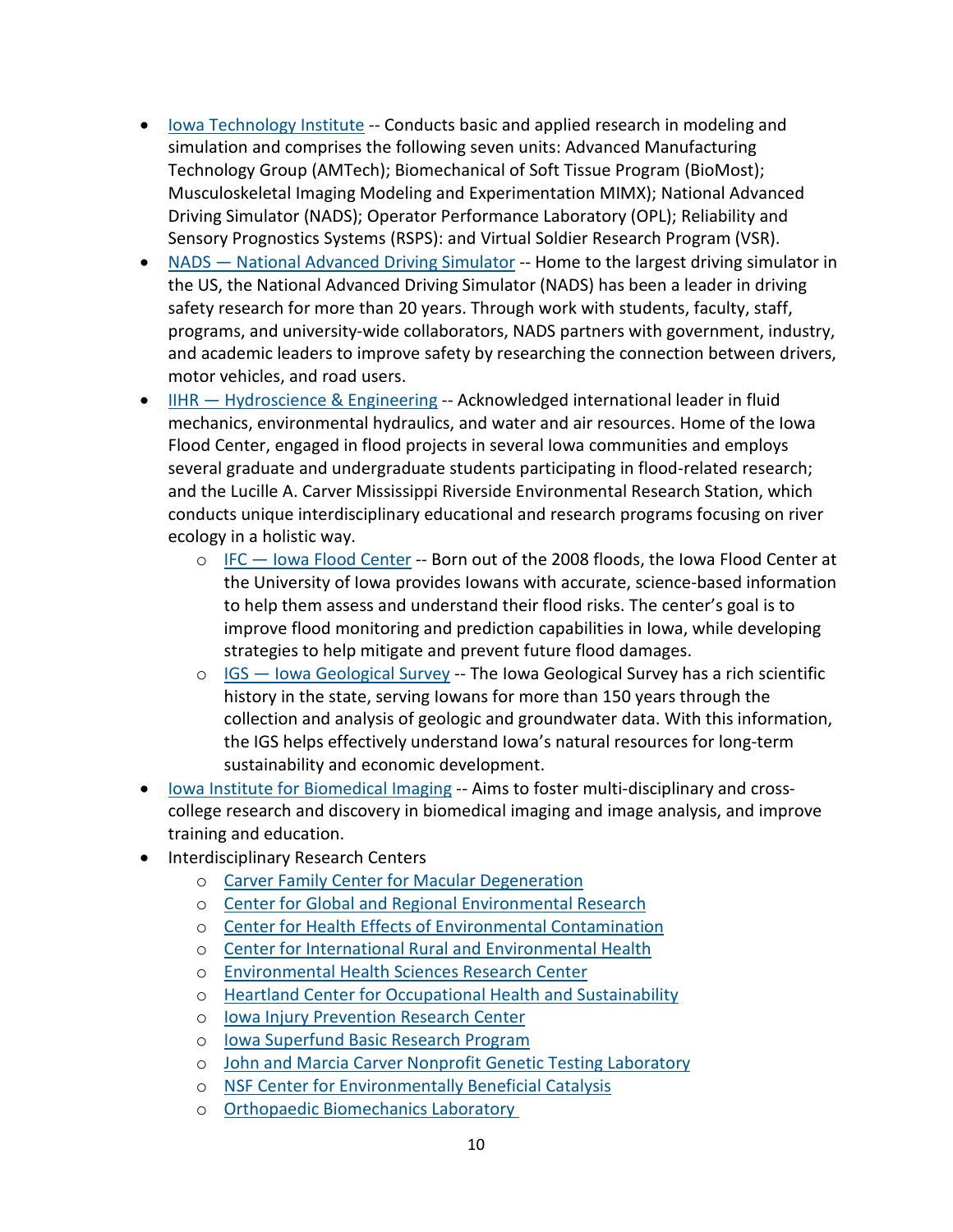- Iowa Technology Institute -- Conducts basic and applied research in modeling and simulation and comprises the following seven units: Advanced Manufacturing Technology Group (AMTech); Biomechanical of Soft Tissue Program (BioMost); Musculoskeletal Imaging Modeling and Experimentation MIMX); National Advanced Driving Simulator (NADS); Operator Performance Laboratory (OPL); Reliability and Sensory Prognostics Systems (RSPS): and Virtual Soldier Research Program (VSR).
- NADS — National Advanced Driving Simulator -- Home to the largest driving simulator in the US, the National Advanced Driving Simulator (NADS) has been a leader in driving safety research for more than 20 years. Through work with students, faculty, staff, programs, and university-wide collaborators, NADS partners with government, industry, and academic leaders to improve safety by researching the connection between drivers, motor vehicles, and road users.
- IIHR — Hydroscience & Engineering -- Acknowledged international leader in fluid mechanics, environmental hydraulics, and water and air resources. Home of the Iowa Flood Center, engaged in flood projects in several Iowa communities and employs several graduate and undergraduate students participating in flood-related research; and the Lucille A. Carver Mississippi Riverside Environmental Research Station, which conducts unique interdisciplinary educational and research programs focusing on river ecology in a holistic way.
    - IFC — Iowa Flood Center -- Born out of the 2008 floods, the Iowa Flood Center at the University of Iowa provides Iowans with accurate, science-based information to help them assess and understand their flood risks. The center's goal is to improve flood monitoring and prediction capabilities in Iowa, while developing strategies to help mitigate and prevent future flood damages.
    - IGS — Iowa Geological Survey -- The Iowa Geological Survey has a rich scientific history in the state, serving Iowans for more than 150 years through the collection and analysis of geologic and groundwater data. With this information, the IGS helps effectively understand Iowa's natural resources for long-term sustainability and economic development.
- Iowa Institute for Biomedical Imaging -- Aims to foster multi-disciplinary and cross-college research and discovery in biomedical imaging and image analysis, and improve training and education.
- Interdisciplinary Research Centers
    - Carver Family Center for Macular Degeneration
    - Center for Global and Regional Environmental Research
    - Center for Health Effects of Environmental Contamination
    - Center for International Rural and Environmental Health
    - Environmental Health Sciences Research Center
    - Heartland Center for Occupational Health and Sustainability
    - Iowa Injury Prevention Research Center
    - Iowa Superfund Basic Research Program
    - John and Marcia Carver Nonprofit Genetic Testing Laboratory
    - NSF Center for Environmentally Beneficial Catalysis
    - Orthopaedic Biomechanics Laboratory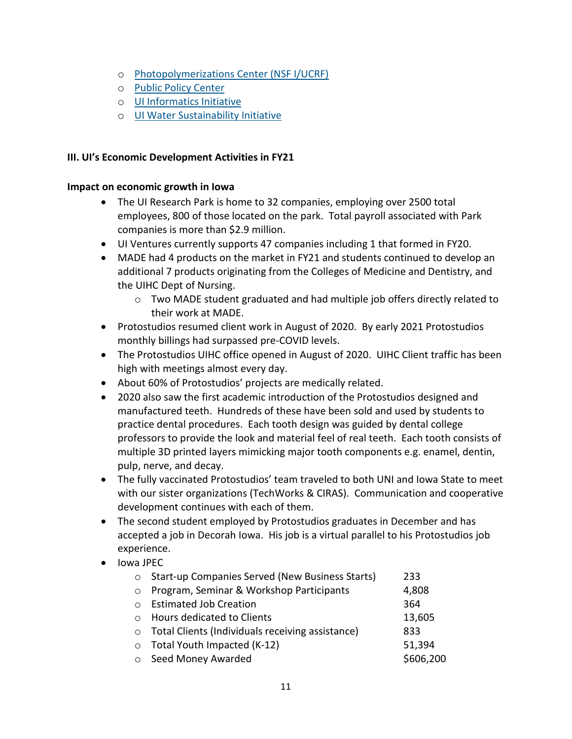- [Photopolymerizations Center (NSF I/UCRF)]
    - [Public Policy Center]
    - [UI Informatics Initiative]
    - [UI Water Sustainability Initiative]

**III. UI's Economic Development Activities in FY21**

**Impact on economic growth in Iowa**

- The UI Research Park is home to 32 companies, employing over 2500 total employees, 800 of those located on the park. Total payroll associated with Park companies is more than $2.9 million.
- UI Ventures currently supports 47 companies including 1 that formed in FY20.
- MADE had 4 products on the market in FY21 and students continued to develop an additional 7 products originating from the Colleges of Medicine and Dentistry, and the UIHC Dept of Nursing.
    - Two MADE student graduated and had multiple job offers directly related to their work at MADE.
- Protostudios resumed client work in August of 2020. By early 2021 Protostudios monthly billings had surpassed pre-COVID levels.
- The Protostudios UIHC office opened in August of 2020. UIHC Client traffic has been high with meetings almost every day.
- About 60% of Protostudios' projects are medically related.
- 2020 also saw the first academic introduction of the Protostudios designed and manufactured teeth. Hundreds of these have been sold and used by students to practice dental procedures. Each tooth design was guided by dental college professors to provide the look and material feel of real teeth. Each tooth consists of multiple 3D printed layers mimicking major tooth components e.g. enamel, dentin, pulp, nerve, and decay.
- The fully vaccinated Protostudios' team traveled to both UNI and Iowa State to meet with our sister organizations (TechWorks & CIRAS). Communication and cooperative development continues with each of them.
- The second student employed by Protostudios graduates in December and has accepted a job in Decorah Iowa. His job is a virtual parallel to his Protostudios job experience.
- Iowa JPEC
    - Start-up Companies Served (New Business Starts) 233
    - Program, Seminar & Workshop Participants 4,808
    - Estimated Job Creation 364
    - Hours dedicated to Clients 13,605
    - Total Clients (Individuals receiving assistance) 833
    - Total Youth Impacted (K-12) 51,394
    - Seed Money Awarded $606,200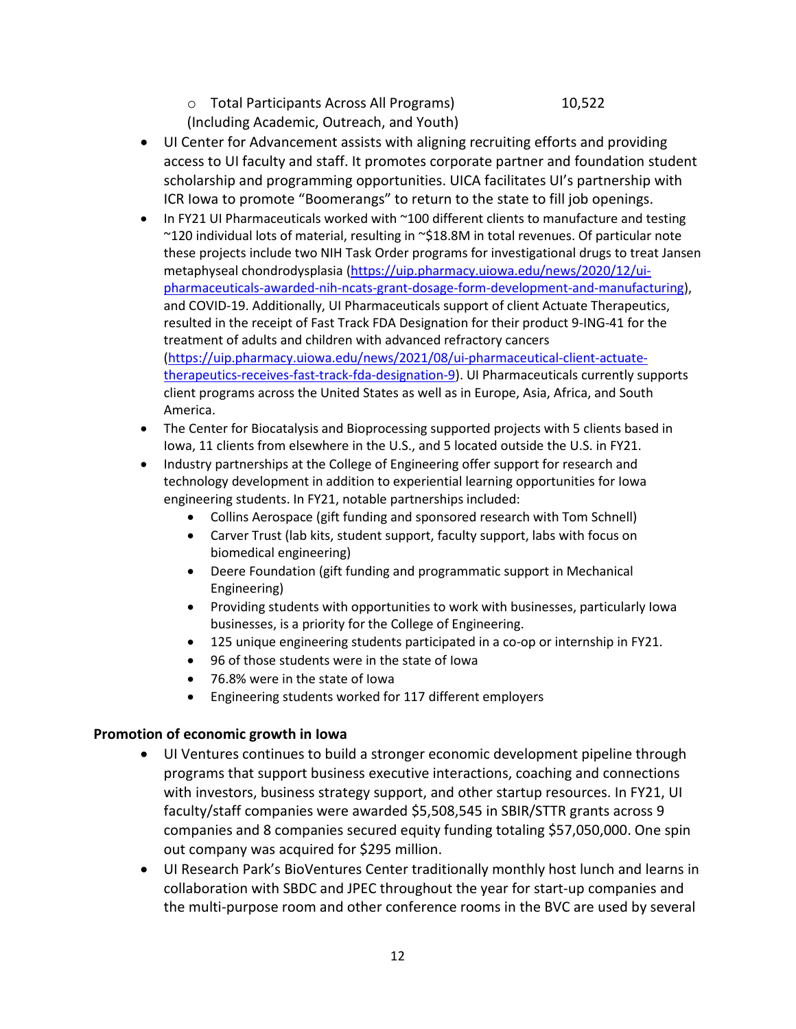- Total Participants Across All Programs) (Including Academic, Outreach, and Youth) 10,522

- UI Center for Advancement assists with aligning recruiting efforts and providing access to UI faculty and staff. It promotes corporate partner and foundation student scholarship and programming opportunities. UICA facilitates UI's partnership with ICR Iowa to promote "Boomerangs" to return to the state to fill job openings.
- In FY21 UI Pharmaceuticals worked with ~100 different clients to manufacture and testing ~120 individual lots of material, resulting in ~$18.8M in total revenues. Of particular note these projects include two NIH Task Order programs for investigational drugs to treat Jansen metaphyseal chondrodysplasia ([https://uip.pharmacy.uiowa.edu/news/2020/12/ui-pharmaceuticals-awarded-nih-ncats-grant-dosage-form-development-and-manufacturing](https://uip.pharmacy.uiowa.edu/news/2020/12/ui-pharmaceuticals-awarded-nih-ncats-grant-dosage-form-development-and-manufacturing)), and COVID-19. Additionally, UI Pharmaceuticals support of client Actuate Therapeutics, resulted in the receipt of Fast Track FDA Designation for their product 9-ING-41 for the treatment of adults and children with advanced refractory cancers ([https://uip.pharmacy.uiowa.edu/news/2021/08/ui-pharmaceutical-client-actuate-therapeutics-receives-fast-track-fda-designation-9](https://uip.pharmacy.uiowa.edu/news/2021/08/ui-pharmaceutical-client-actuate-therapeutics-receives-fast-track-fda-designation-9)). UI Pharmaceuticals currently supports client programs across the United States as well as in Europe, Asia, Africa, and South America.
- The Center for Biocatalysis and Bioprocessing supported projects with 5 clients based in Iowa, 11 clients from elsewhere in the U.S., and 5 located outside the U.S. in FY21.
- Industry partnerships at the College of Engineering offer support for research and technology development in addition to experiential learning opportunities for Iowa engineering students. In FY21, notable partnerships included:
  - Collins Aerospace (gift funding and sponsored research with Tom Schnell)
  - Carver Trust (lab kits, student support, faculty support, labs with focus on biomedical engineering)
  - Deere Foundation (gift funding and programmatic support in Mechanical Engineering)
  - Providing students with opportunities to work with businesses, particularly Iowa businesses, is a priority for the College of Engineering.
  - 125 unique engineering students participated in a co-op or internship in FY21.
  - 96 of those students were in the state of Iowa
  - 76.8% were in the state of Iowa
  - Engineering students worked for 117 different employers

**Promotion of economic growth in Iowa**

- UI Ventures continues to build a stronger economic development pipeline through programs that support business executive interactions, coaching and connections with investors, business strategy support, and other startup resources. In FY21, UI faculty/staff companies were awarded $5,508,545 in SBIR/STTR grants across 9 companies and 8 companies secured equity funding totaling $57,050,000. One spin out company was acquired for $295 million.
- UI Research Park's BioVentures Center traditionally monthly host lunch and learns in collaboration with SBDC and JPEC throughout the year for start-up companies and the multi-purpose room and other conference rooms in the BVC are used by several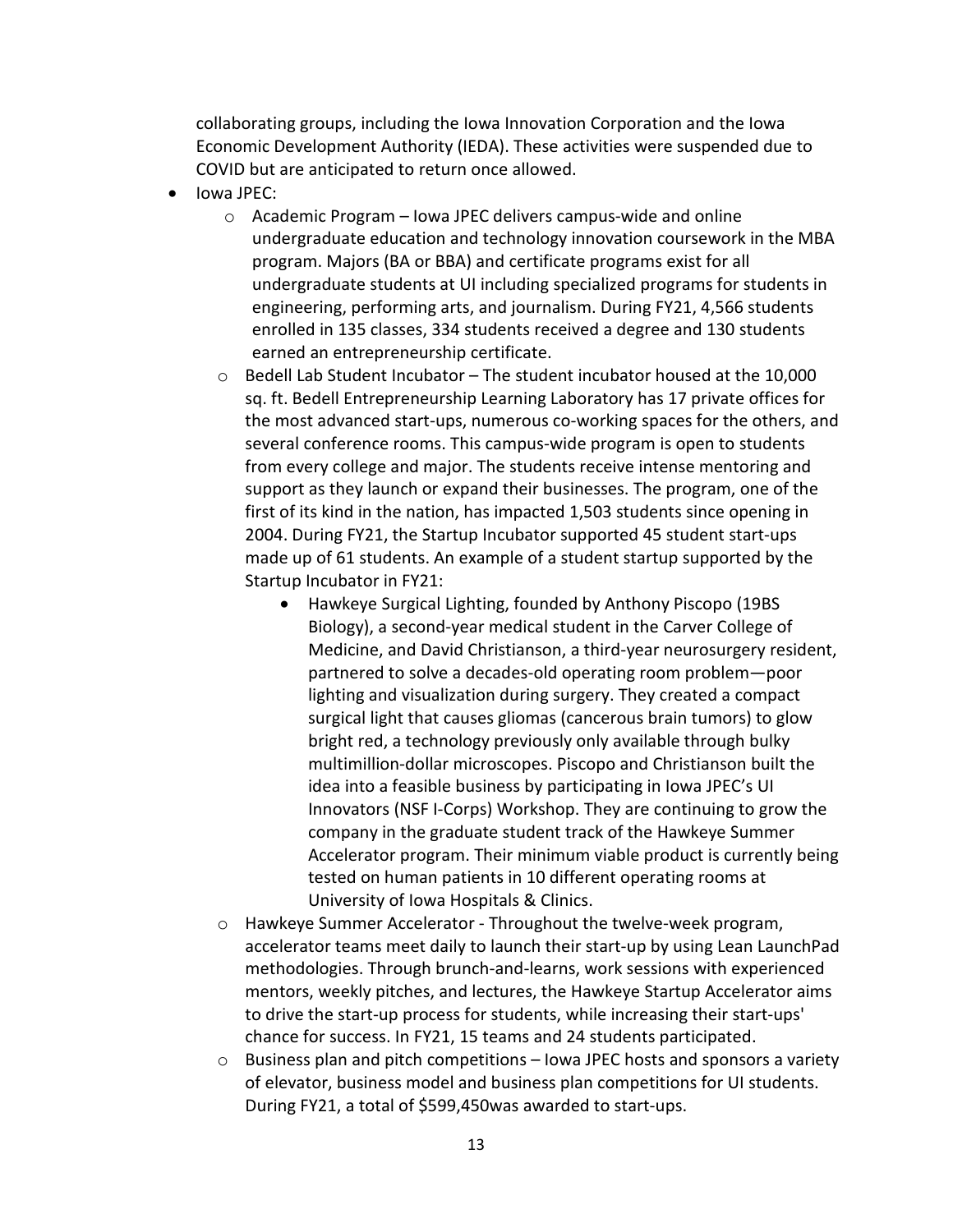collaborating groups, including the Iowa Innovation Corporation and the Iowa Economic Development Authority (IEDA). These activities were suspended due to COVID but are anticipated to return once allowed.

- Iowa JPEC:
  - Academic Program – Iowa JPEC delivers campus-wide and online undergraduate education and technology innovation coursework in the MBA program. Majors (BA or BBA) and certificate programs exist for all undergraduate students at UI including specialized programs for students in engineering, performing arts, and journalism. During FY21, 4,566 students enrolled in 135 classes, 334 students received a degree and 130 students earned an entrepreneurship certificate.
  - Bedell Lab Student Incubator – The student incubator housed at the 10,000 sq. ft. Bedell Entrepreneurship Learning Laboratory has 17 private offices for the most advanced start-ups, numerous co-working spaces for the others, and several conference rooms. This campus-wide program is open to students from every college and major. The students receive intense mentoring and support as they launch or expand their businesses. The program, one of the first of its kind in the nation, has impacted 1,503 students since opening in 2004. During FY21, the Startup Incubator supported 45 student start-ups made up of 61 students. An example of a student startup supported by the Startup Incubator in FY21:
    - Hawkeye Surgical Lighting, founded by Anthony Piscopo (19BS Biology), a second-year medical student in the Carver College of Medicine, and David Christianson, a third-year neurosurgery resident, partnered to solve a decades-old operating room problem—poor lighting and visualization during surgery. They created a compact surgical light that causes gliomas (cancerous brain tumors) to glow bright red, a technology previously only available through bulky multimillion-dollar microscopes. Piscopo and Christianson built the idea into a feasible business by participating in Iowa JPEC's UI Innovators (NSF I-Corps) Workshop. They are continuing to grow the company in the graduate student track of the Hawkeye Summer Accelerator program. Their minimum viable product is currently being tested on human patients in 10 different operating rooms at University of Iowa Hospitals & Clinics.
  - Hawkeye Summer Accelerator - Throughout the twelve-week program, accelerator teams meet daily to launch their start-up by using Lean LaunchPad methodologies. Through brunch-and-learns, work sessions with experienced mentors, weekly pitches, and lectures, the Hawkeye Startup Accelerator aims to drive the start-up process for students, while increasing their start-ups' chance for success. In FY21, 15 teams and 24 students participated.
  - Business plan and pitch competitions – Iowa JPEC hosts and sponsors a variety of elevator, business model and business plan competitions for UI students. During FY21, a total of $599,450was awarded to start-ups.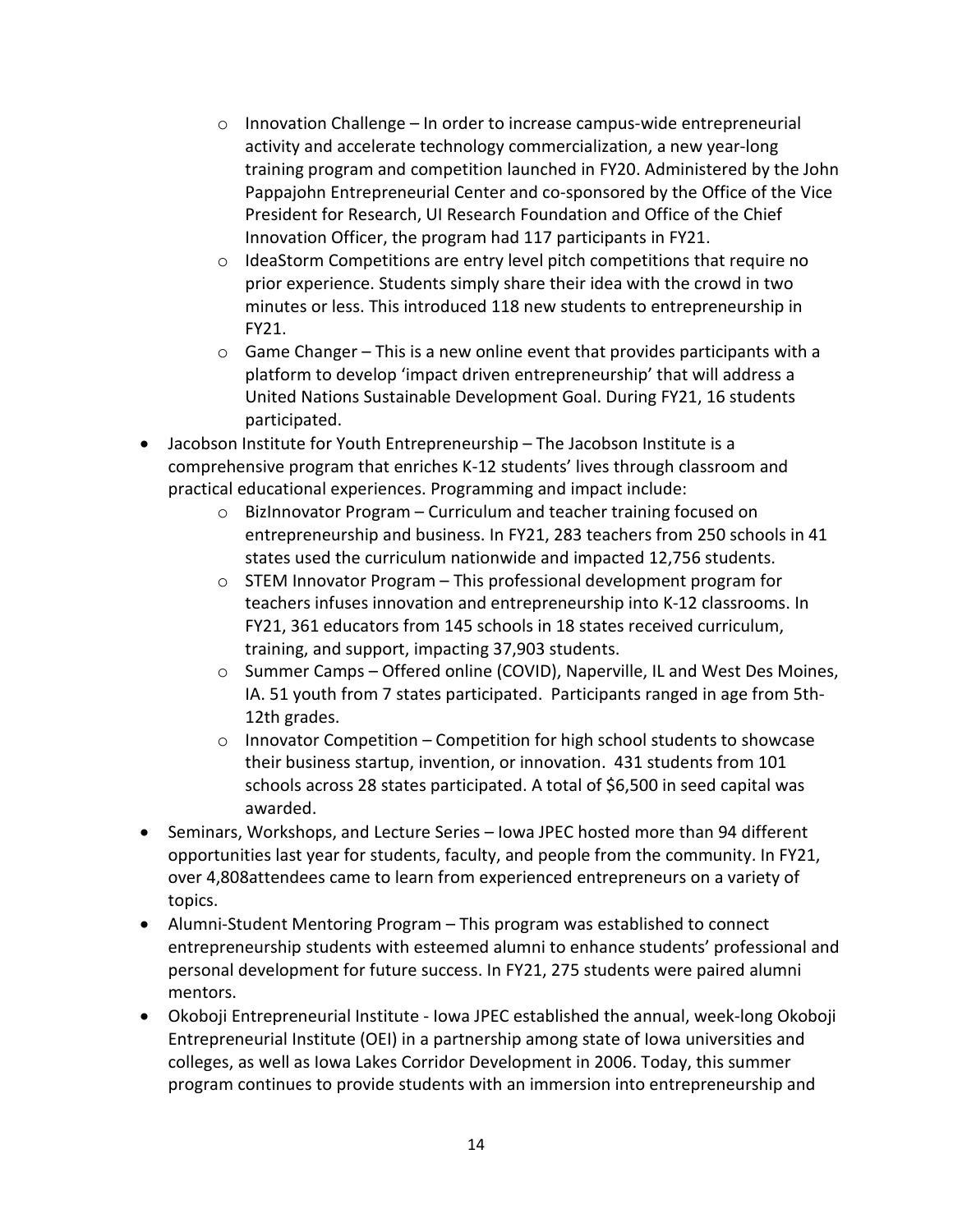- Innovation Challenge – In order to increase campus-wide entrepreneurial activity and accelerate technology commercialization, a new year-long training program and competition launched in FY20. Administered by the John Pappajohn Entrepreneurial Center and co-sponsored by the Office of the Vice President for Research, UI Research Foundation and Office of the Chief Innovation Officer, the program had 117 participants in FY21.
  - IdeaStorm Competitions are entry level pitch competitions that require no prior experience. Students simply share their idea with the crowd in two minutes or less. This introduced 118 new students to entrepreneurship in FY21.
  - Game Changer – This is a new online event that provides participants with a platform to develop 'impact driven entrepreneurship' that will address a United Nations Sustainable Development Goal. During FY21, 16 students participated.
- Jacobson Institute for Youth Entrepreneurship – The Jacobson Institute is a comprehensive program that enriches K-12 students' lives through classroom and practical educational experiences. Programming and impact include:
  - BizInnovator Program – Curriculum and teacher training focused on entrepreneurship and business. In FY21, 283 teachers from 250 schools in 41 states used the curriculum nationwide and impacted 12,756 students.
  - STEM Innovator Program – This professional development program for teachers infuses innovation and entrepreneurship into K-12 classrooms. In FY21, 361 educators from 145 schools in 18 states received curriculum, training, and support, impacting 37,903 students.
  - Summer Camps – Offered online (COVID), Naperville, IL and West Des Moines, IA. 51 youth from 7 states participated. Participants ranged in age from 5th-12th grades.
  - Innovator Competition – Competition for high school students to showcase their business startup, invention, or innovation. 431 students from 101 schools across 28 states participated. A total of $6,500 in seed capital was awarded.
- Seminars, Workshops, and Lecture Series – Iowa JPEC hosted more than 94 different opportunities last year for students, faculty, and people from the community. In FY21, over 4,808attendees came to learn from experienced entrepreneurs on a variety of topics.
- Alumni-Student Mentoring Program – This program was established to connect entrepreneurship students with esteemed alumni to enhance students' professional and personal development for future success. In FY21, 275 students were paired alumni mentors.
- Okoboji Entrepreneurial Institute - Iowa JPEC established the annual, week-long Okoboji Entrepreneurial Institute (OEI) in a partnership among state of Iowa universities and colleges, as well as Iowa Lakes Corridor Development in 2006. Today, this summer program continues to provide students with an immersion into entrepreneurship and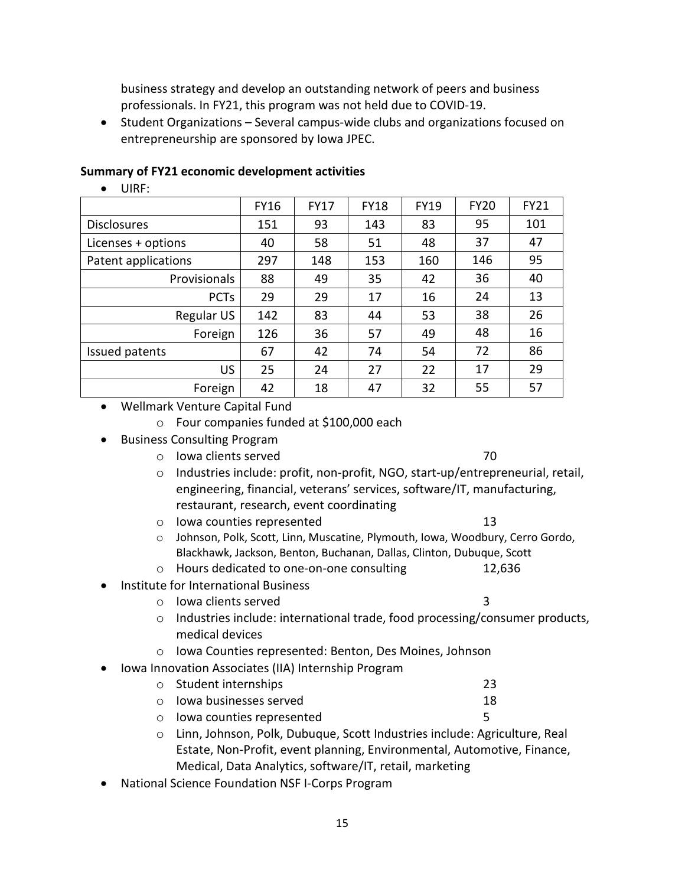business strategy and develop an outstanding network of peers and business professionals. In FY21, this program was not held due to COVID-19.

- Student Organizations – Several campus-wide clubs and organizations focused on entrepreneurship are sponsored by Iowa JPEC.

**Summary of FY21 economic development activities**

- UIRF:

| | FY16 | FY17 | FY18 | FY19 | FY20 | FY21 |
|---|---|---|---|---|---|---|
| Disclosures | 151 | 93 | 143 | 83 | 95 | 101 |
| Licenses + options | 40 | 58 | 51 | 48 | 37 | 47 |
| Patent applications | 297 | 148 | 153 | 160 | 146 | 95 |
| Provisionals | 88 | 49 | 35 | 42 | 36 | 40 |
| PCTs | 29 | 29 | 17 | 16 | 24 | 13 |
| Regular US | 142 | 83 | 44 | 53 | 38 | 26 |
| Foreign | 126 | 36 | 57 | 49 | 48 | 16 |
| Issued patents | 67 | 42 | 74 | 54 | 72 | 86 |
| US | 25 | 24 | 27 | 22 | 17 | 29 |
| Foreign | 42 | 18 | 47 | 32 | 55 | 57 |

- Wellmark Venture Capital Fund
  - Four companies funded at $100,000 each
- Business Consulting Program
  - Iowa clients served 70
  - Industries include: profit, non-profit, NGO, start-up/entrepreneurial, retail, engineering, financial, veterans' services, software/IT, manufacturing, restaurant, research, event coordinating
  - Iowa counties represented 13
  - Johnson, Polk, Scott, Linn, Muscatine, Plymouth, Iowa, Woodbury, Cerro Gordo, Blackhawk, Jackson, Benton, Buchanan, Dallas, Clinton, Dubuque, Scott
  - Hours dedicated to one-on-one consulting 12,636
- Institute for International Business
  - Iowa clients served 3
  - Industries include: international trade, food processing/consumer products, medical devices
  - Iowa Counties represented: Benton, Des Moines, Johnson
- Iowa Innovation Associates (IIA) Internship Program
  - Student internships 23
  - Iowa businesses served 18
  - Iowa counties represented 5
  - Linn, Johnson, Polk, Dubuque, Scott Industries include: Agriculture, Real Estate, Non-Profit, event planning, Environmental, Automotive, Finance, Medical, Data Analytics, software/IT, retail, marketing
- National Science Foundation NSF I-Corps Program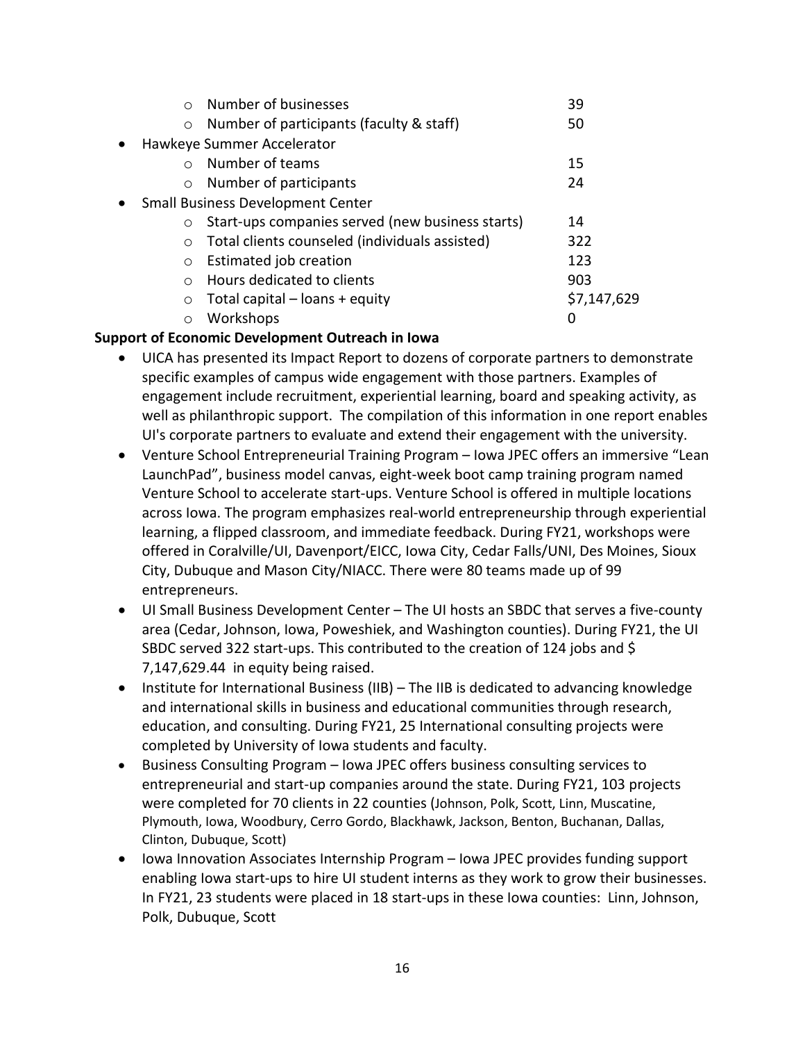- Number of businesses 39
- Number of participants (faculty & staff) 50

- Hawkeye Summer Accelerator
  - Number of teams 15
  - Number of participants 24
- Small Business Development Center
  - Start-ups companies served (new business starts) 14
  - Total clients counseled (individuals assisted) 322
  - Estimated job creation 123
  - Hours dedicated to clients 903
  - Total capital – loans + equity $7,147,629
  - Workshops 0

**Support of Economic Development Outreach in Iowa**

- UICA has presented its Impact Report to dozens of corporate partners to demonstrate specific examples of campus wide engagement with those partners. Examples of engagement include recruitment, experiential learning, board and speaking activity, as well as philanthropic support. The compilation of this information in one report enables UI's corporate partners to evaluate and extend their engagement with the university.
- Venture School Entrepreneurial Training Program – Iowa JPEC offers an immersive "Lean LaunchPad", business model canvas, eight-week boot camp training program named Venture School to accelerate start-ups. Venture School is offered in multiple locations across Iowa. The program emphasizes real-world entrepreneurship through experiential learning, a flipped classroom, and immediate feedback. During FY21, workshops were offered in Coralville/UI, Davenport/EICC, Iowa City, Cedar Falls/UNI, Des Moines, Sioux City, Dubuque and Mason City/NIACC. There were 80 teams made up of 99 entrepreneurs.
- UI Small Business Development Center – The UI hosts an SBDC that serves a five-county area (Cedar, Johnson, Iowa, Poweshiek, and Washington counties). During FY21, the UI SBDC served 322 start-ups. This contributed to the creation of 124 jobs and $ 7,147,629.44 in equity being raised.
- Institute for International Business (IIB) – The IIB is dedicated to advancing knowledge and international skills in business and educational communities through research, education, and consulting. During FY21, 25 International consulting projects were completed by University of Iowa students and faculty.
- Business Consulting Program – Iowa JPEC offers business consulting services to entrepreneurial and start-up companies around the state. During FY21, 103 projects were completed for 70 clients in 22 counties (Johnson, Polk, Scott, Linn, Muscatine, Plymouth, Iowa, Woodbury, Cerro Gordo, Blackhawk, Jackson, Benton, Buchanan, Dallas, Clinton, Dubuque, Scott)
- Iowa Innovation Associates Internship Program – Iowa JPEC provides funding support enabling Iowa start-ups to hire UI student interns as they work to grow their businesses. In FY21, 23 students were placed in 18 start-ups in these Iowa counties: Linn, Johnson, Polk, Dubuque, Scott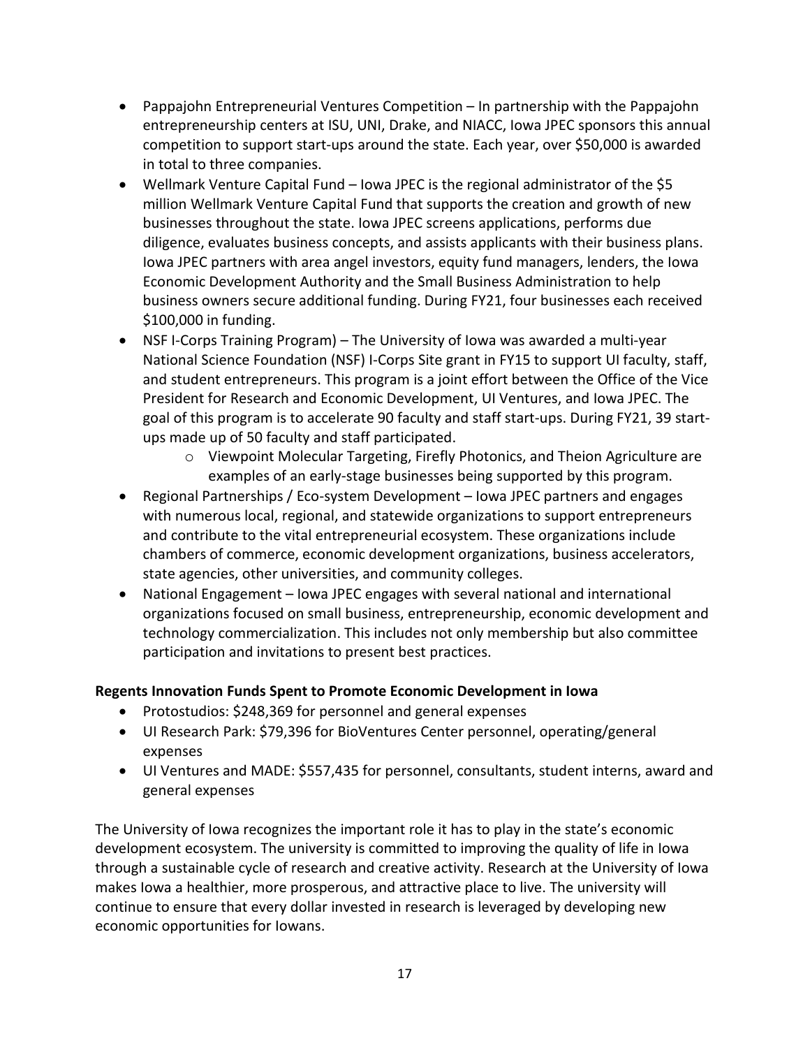- Pappajohn Entrepreneurial Ventures Competition – In partnership with the Pappajohn entrepreneurship centers at ISU, UNI, Drake, and NIACC, Iowa JPEC sponsors this annual competition to support start-ups around the state. Each year, over $50,000 is awarded in total to three companies.
- Wellmark Venture Capital Fund – Iowa JPEC is the regional administrator of the $5 million Wellmark Venture Capital Fund that supports the creation and growth of new businesses throughout the state. Iowa JPEC screens applications, performs due diligence, evaluates business concepts, and assists applicants with their business plans. Iowa JPEC partners with area angel investors, equity fund managers, lenders, the Iowa Economic Development Authority and the Small Business Administration to help business owners secure additional funding. During FY21, four businesses each received $100,000 in funding.
- NSF I-Corps Training Program) – The University of Iowa was awarded a multi-year National Science Foundation (NSF) I-Corps Site grant in FY15 to support UI faculty, staff, and student entrepreneurs. This program is a joint effort between the Office of the Vice President for Research and Economic Development, UI Ventures, and Iowa JPEC. The goal of this program is to accelerate 90 faculty and staff start-ups. During FY21, 39 start-ups made up of 50 faculty and staff participated.
    - Viewpoint Molecular Targeting, Firefly Photonics, and Theion Agriculture are examples of an early-stage businesses being supported by this program.
- Regional Partnerships / Eco-system Development – Iowa JPEC partners and engages with numerous local, regional, and statewide organizations to support entrepreneurs and contribute to the vital entrepreneurial ecosystem. These organizations include chambers of commerce, economic development organizations, business accelerators, state agencies, other universities, and community colleges.
- National Engagement – Iowa JPEC engages with several national and international organizations focused on small business, entrepreneurship, economic development and technology commercialization. This includes not only membership but also committee participation and invitations to present best practices.

**Regents Innovation Funds Spent to Promote Economic Development in Iowa**

- Protostudios: $248,369 for personnel and general expenses
- UI Research Park: $79,396 for BioVentures Center personnel, operating/general expenses
- UI Ventures and MADE: $557,435 for personnel, consultants, student interns, award and general expenses

The University of Iowa recognizes the important role it has to play in the state's economic development ecosystem. The university is committed to improving the quality of life in Iowa through a sustainable cycle of research and creative activity. Research at the University of Iowa makes Iowa a healthier, more prosperous, and attractive place to live. The university will continue to ensure that every dollar invested in research is leveraged by developing new economic opportunities for Iowans.